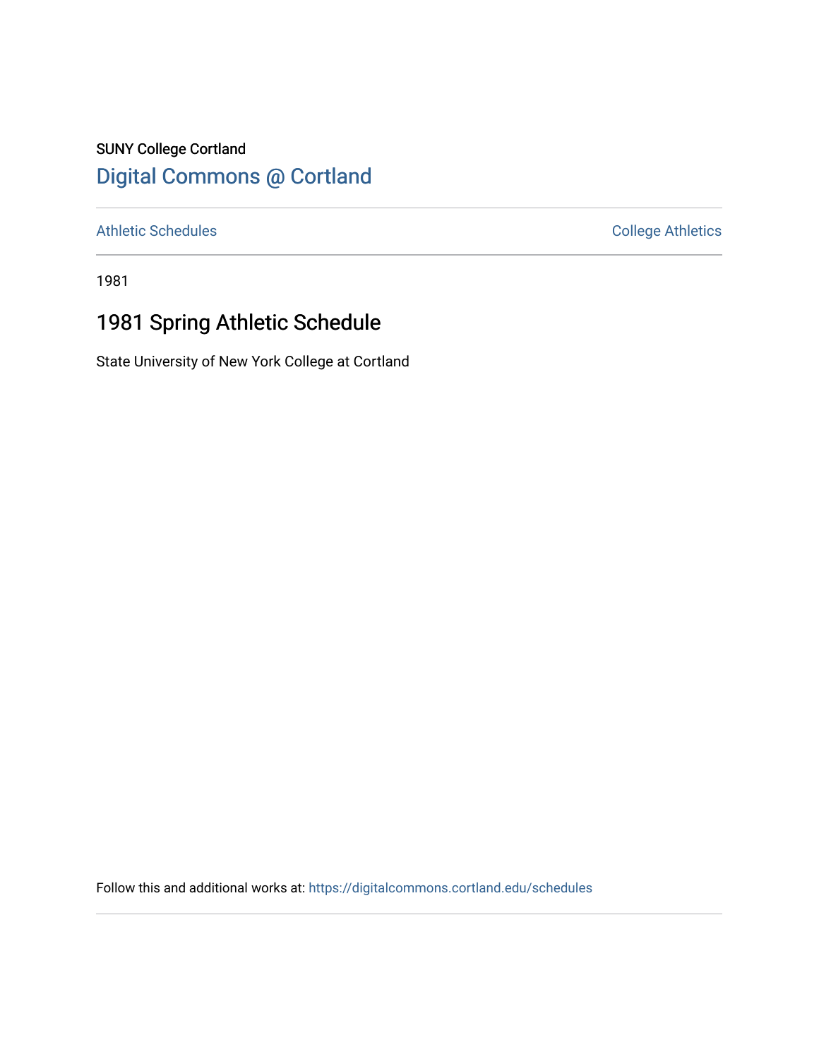SUNY College Cortland

# Digital Commons @ Cortland

Athletic Schedules

College Athletics

1981

## 1981 Spring Athletic Schedule

State University of New York College at Cortland

Follow this and additional works at: https://digitalcommons.cortland.edu/schedules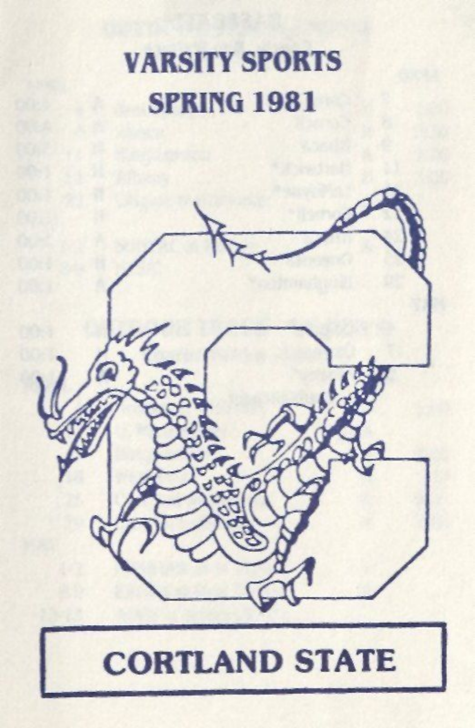# VARSITY SPORTS
# SPRING 1981

# CORTLAND STATE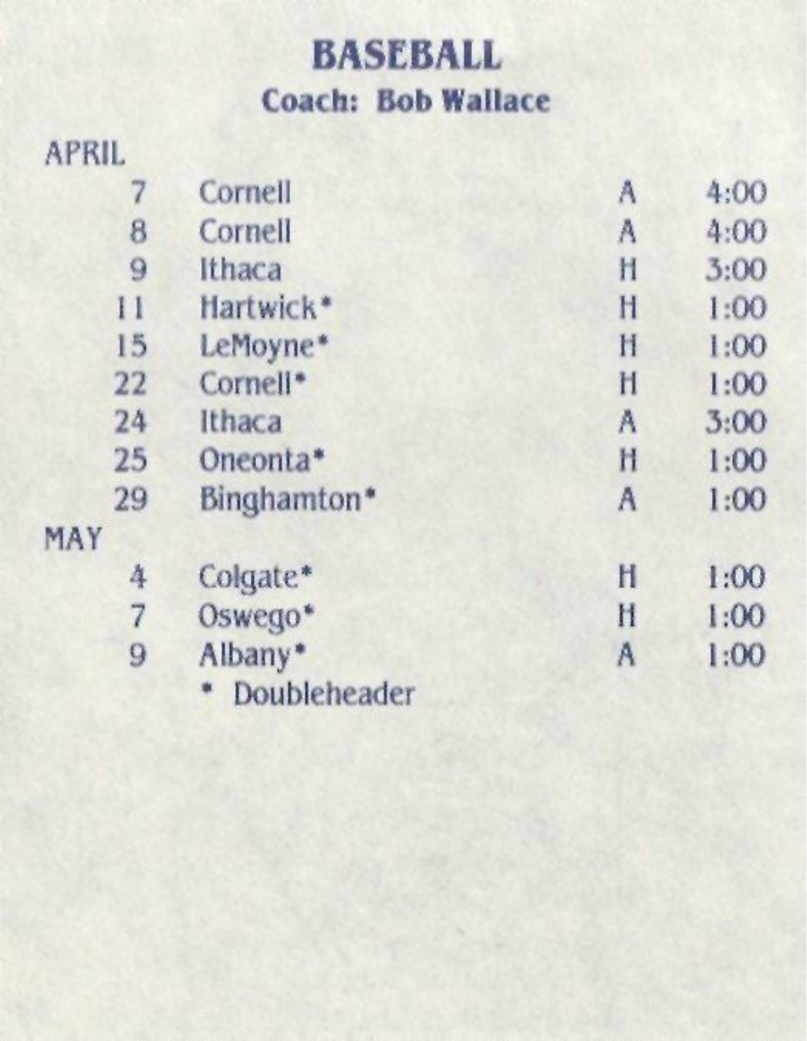# BASEBALL

## Coach: Bob Wallace

APRIL

| | | | |
|---|---|---|---|
| 7 | Cornell | A | 4:00 |
| 8 | Cornell | A | 4:00 |
| 9 | Ithaca | H | 3:00 |
| 11 | Hartwick* | H | 1:00 |
| 15 | LeMoyne* | H | 1:00 |
| 22 | Cornell* | H | 1:00 |
| 24 | Ithaca | A | 3:00 |
| 25 | Oneonta* | H | 1:00 |
| 29 | Binghamton* | A | 1:00 |

MAY

| | | | |
|---|---|---|---|
| 4 | Colgate* | H | 1:00 |
| 7 | Oswego* | H | 1:00 |
| 9 | Albany* | A | 1:00 |

* Doubleheader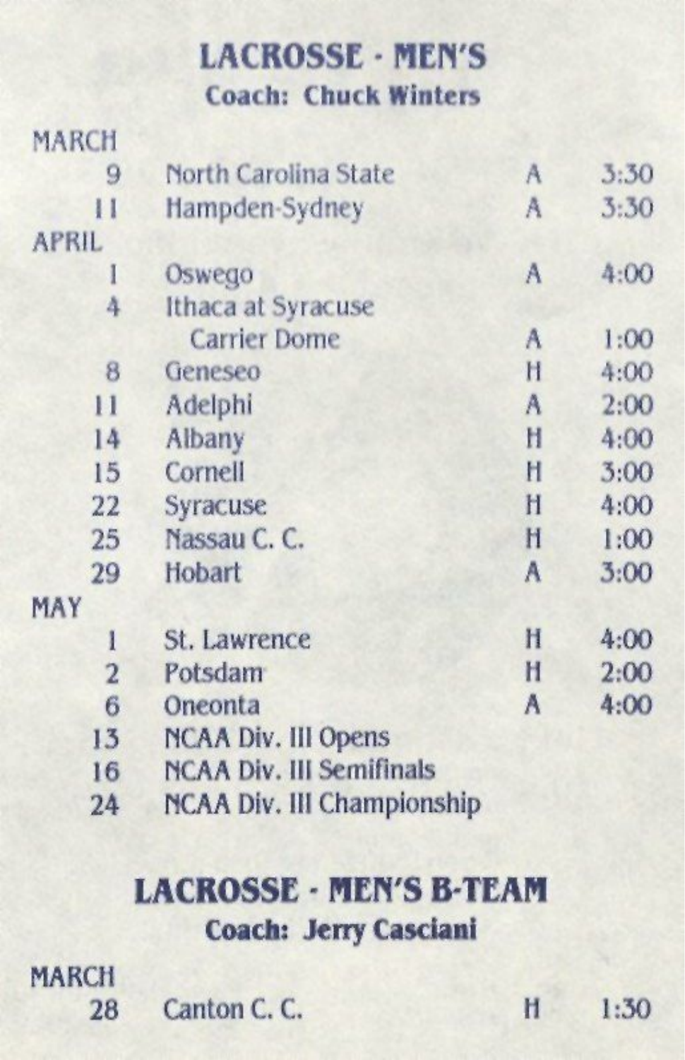## LACROSSE - MEN'S

**Coach: Chuck Winters**

| Date | Opponent | H/A | Time |
|---|---|---|---|
| **MARCH** | | | |
| 9 | North Carolina State | A | 3:30 |
| 11 | Hampden-Sydney | A | 3:30 |
| **APRIL** | | | |
| 1 | Oswego | A | 4:00 |
| 4 | Ithaca at Syracuse Carrier Dome | A | 1:00 |
| 8 | Geneseo | H | 4:00 |
| 11 | Adelphi | A | 2:00 |
| 14 | Albany | H | 4:00 |
| 15 | Cornell | H | 3:00 |
| 22 | Syracuse | H | 4:00 |
| 25 | Nassau C. C. | H | 1:00 |
| 29 | Hobart | A | 3:00 |
| **MAY** | | | |
| 1 | St. Lawrence | H | 4:00 |
| 2 | Potsdam | H | 2:00 |
| 6 | Oneonta | A | 4:00 |
| 13 | NCAA Div. III Opens | | |
| 16 | NCAA Div. III Semifinals | | |
| 24 | NCAA Div. III Championship | | |

## LACROSSE - MEN'S B-TEAM

**Coach: Jerry Casciani**

| Date | Opponent | H/A | Time |
|---|---|---|---|
| **MARCH** | | | |
| 28 | Canton C. C. | H | 1:30 |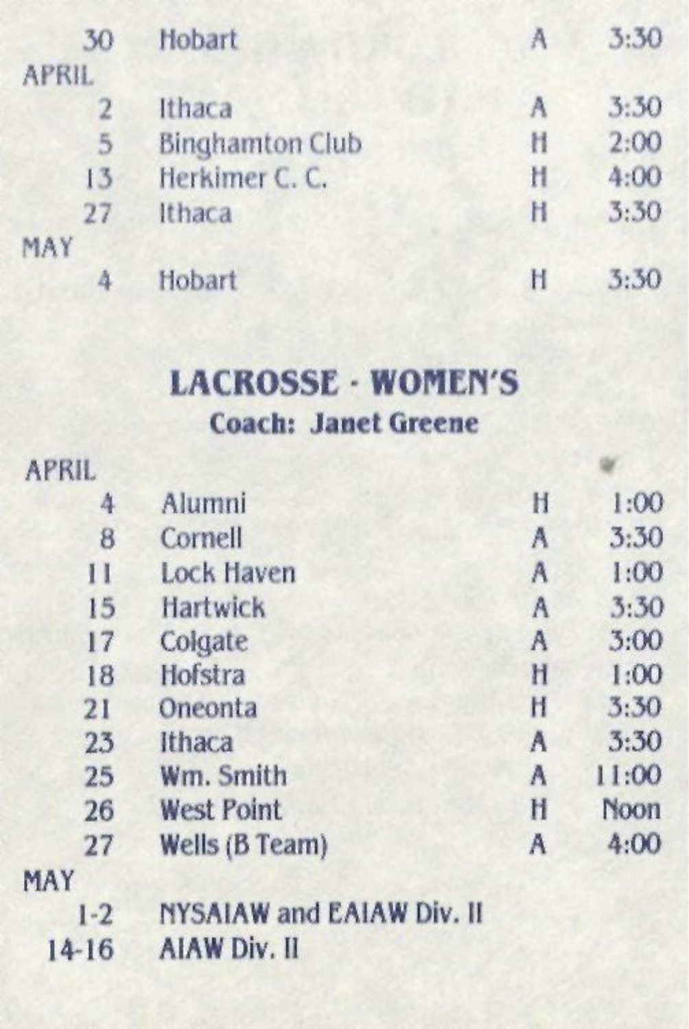| | | | |
|---|---|---|---|
| 30 | Hobart | A | 3:30 |
| APRIL | | | |
| 2 | Ithaca | A | 3:30 |
| 5 | Binghamton Club | H | 2:00 |
| 13 | Herkimer C. C. | H | 4:00 |
| 27 | Ithaca | H | 3:30 |
| MAY | | | |
| 4 | Hobart | H | 3:30 |

## LACROSSE - WOMEN'S

### Coach: Janet Greene

| | | | |
|---|---|---|---|
| APRIL | | | |
| 4 | Alumni | H | 1:00 |
| 8 | Cornell | A | 3:30 |
| 11 | Lock Haven | A | 1:00 |
| 15 | Hartwick | A | 3:30 |
| 17 | Colgate | A | 3:00 |
| 18 | Hofstra | H | 1:00 |
| 21 | Oneonta | H | 3:30 |
| 23 | Ithaca | A | 3:30 |
| 25 | Wm. Smith | A | 11:00 |
| 26 | West Point | H | Noon |
| 27 | Wells (B Team) | A | 4:00 |
| MAY | | | |
| 1-2 | NYSAIAW and EAIAW Div. II | | |
| 14-16 | AIAW Div. II | | |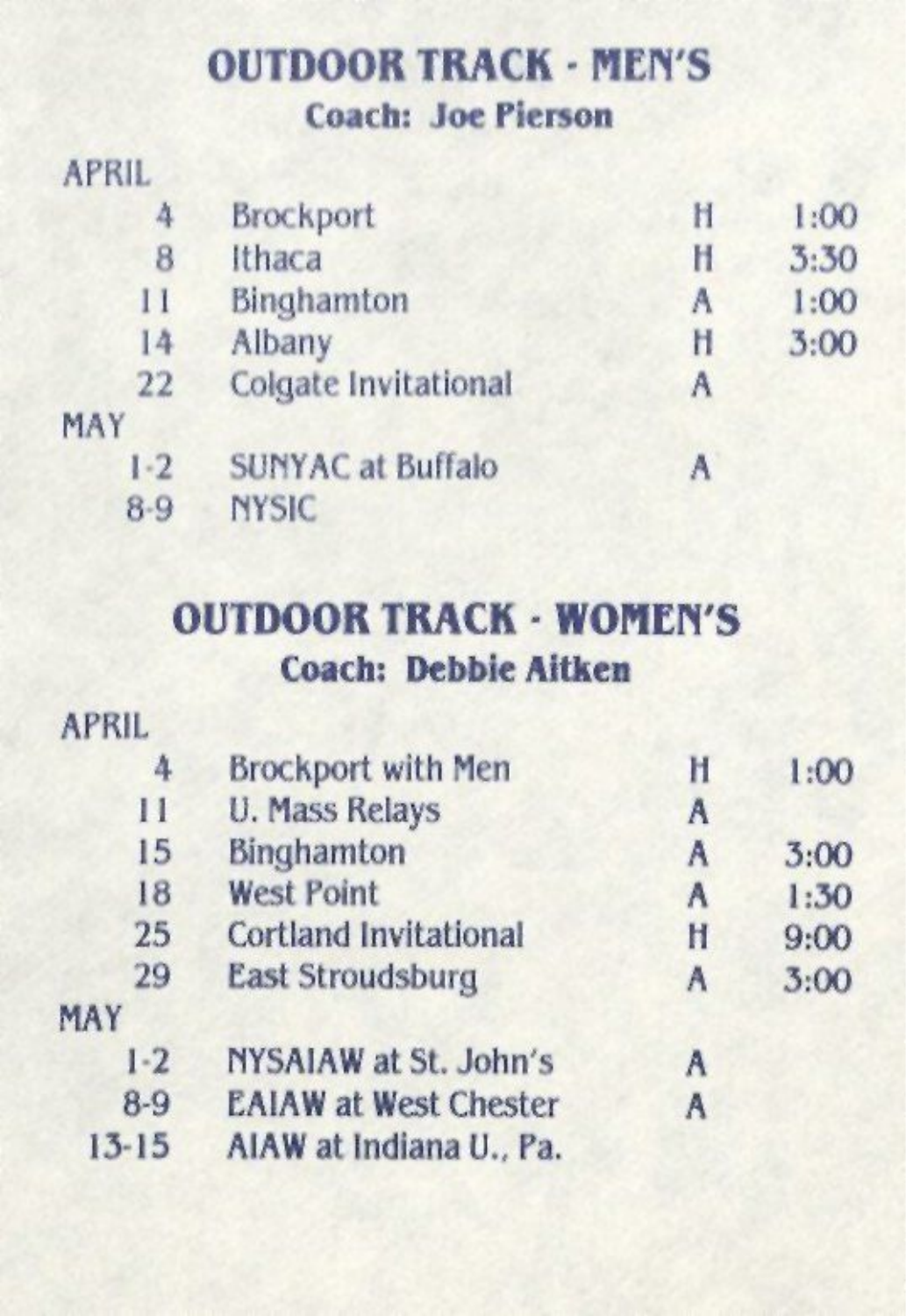## OUTDOOR TRACK - MEN'S

### Coach: Joe Pierson

| | | | |
|---|---|---|---|
| **APRIL** | | | |
| 4 | Brockport | H | 1:00 |
| 8 | Ithaca | H | 3:30 |
| 11 | Binghamton | A | 1:00 |
| 14 | Albany | H | 3:00 |
| 22 | Colgate Invitational | A | |
| **MAY** | | | |
| 1-2 | SUNYAC at Buffalo | A | |
| 8-9 | NYSIC | | |

## OUTDOOR TRACK - WOMEN'S

### Coach: Debbie Aitken

| | | | |
|---|---|---|---|
| **APRIL** | | | |
| 4 | Brockport with Men | H | 1:00 |
| 11 | U. Mass Relays | A | |
| 15 | Binghamton | A | 3:00 |
| 18 | West Point | A | 1:30 |
| 25 | Cortland Invitational | H | 9:00 |
| 29 | East Stroudsburg | A | 3:00 |
| **MAY** | | | |
| 1-2 | NYSAIAW at St. John's | A | |
| 8-9 | EAIAW at West Chester | A | |
| 13-15 | AIAW at Indiana U., Pa. | | |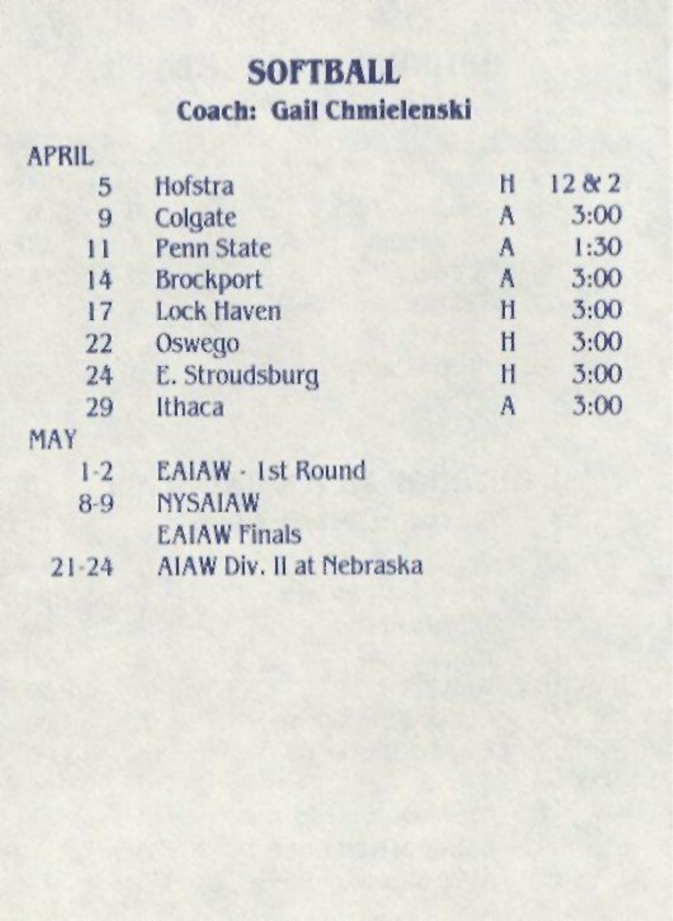# SOFTBALL

## Coach: Gail Chmielenski

| | | | |
|---|---|---|---|
| **APRIL** | | | |
| 5 | Hofstra | H | 12 & 2 |
| 9 | Colgate | A | 3:00 |
| 11 | Penn State | A | 1:30 |
| 14 | Brockport | A | 3:00 |
| 17 | Lock Haven | H | 3:00 |
| 22 | Oswego | H | 3:00 |
| 24 | E. Stroudsburg | H | 3:00 |
| 29 | Ithaca | A | 3:00 |
| **MAY** | | | |
| 1-2 | EAIAW - 1st Round | | |
| 8-9 | NYSAIAW | | |
| | EAIAW Finals | | |
| 21-24 | AIAW Div. II at Nebraska | | |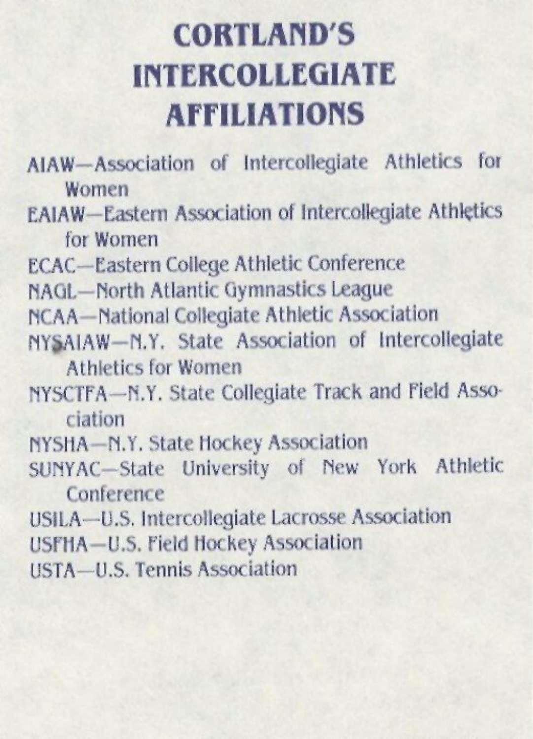# CORTLAND'S INTERCOLLEGIATE AFFILIATIONS

AIAW—Association of Intercollegiate Athletics for Women

EAIAW—Eastern Association of Intercollegiate Athletics for Women

ECAC—Eastern College Athletic Conference

NAGL—North Atlantic Gymnastics League

NCAA—National Collegiate Athletic Association

NYSAIAW—N.Y. State Association of Intercollegiate Athletics for Women

NYSCTFA—N.Y. State Collegiate Track and Field Association

NYSHA—N.Y. State Hockey Association

SUNYAC—State University of New York Athletic Conference

USILA—U.S. Intercollegiate Lacrosse Association

USFHA—U.S. Field Hockey Association

USTA—U.S. Tennis Association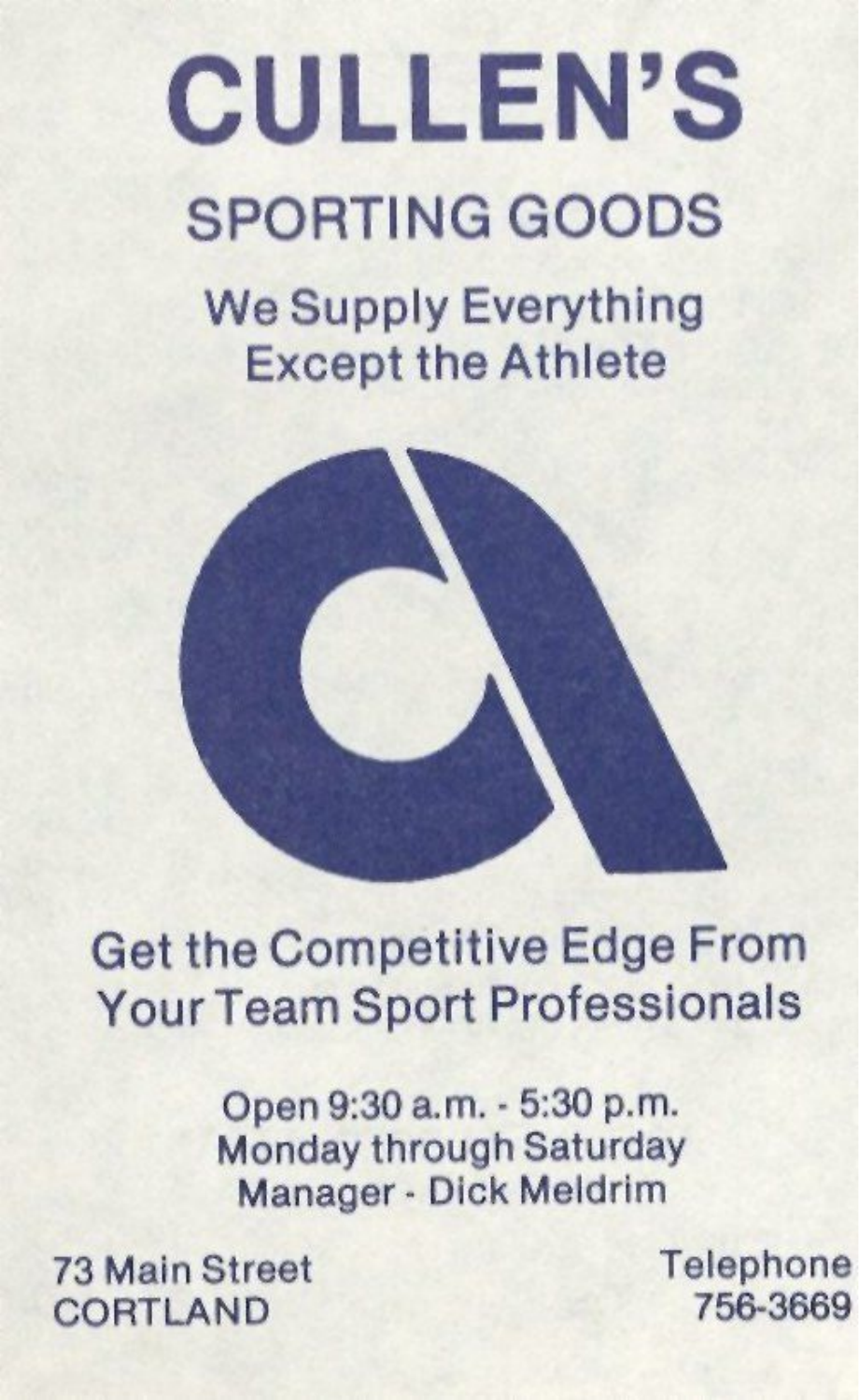# CULLEN'S

## SPORTING GOODS

**We Supply Everything Except the Athlete**

**Get the Competitive Edge From Your Team Sport Professionals**

Open 9:30 a.m. - 5:30 p.m.
Monday through Saturday
Manager - Dick Meldrim

73 Main Street
CORTLAND

Telephone
756-3669